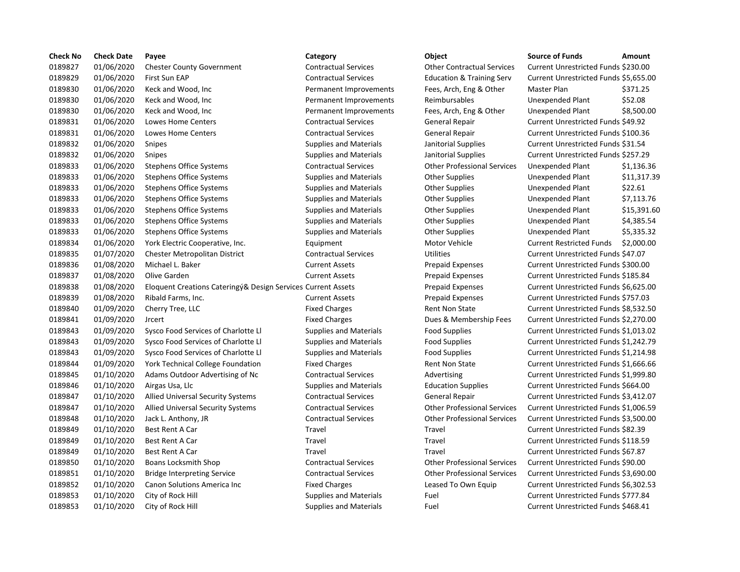| Check No | Check Date | Payee | Category | Object | Source of Funds | Amount |
|---|---|---|---|---|---|---|
| 0189827 | 01/06/2020 | Chester County Government | Contractual Services | Other Contractual Services | Current Unrestricted Funds | $230.00 |
| 0189829 | 01/06/2020 | First Sun EAP | Contractual Services | Education & Training Serv | Current Unrestricted Funds | $5,655.00 |
| 0189830 | 01/06/2020 | Keck and Wood, Inc | Permanent Improvements | Fees, Arch, Eng & Other | Master Plan | $371.25 |
| 0189830 | 01/06/2020 | Keck and Wood, Inc | Permanent Improvements | Reimbursables | Unexpended Plant | $52.08 |
| 0189830 | 01/06/2020 | Keck and Wood, Inc | Permanent Improvements | Fees, Arch, Eng & Other | Unexpended Plant | $8,500.00 |
| 0189831 | 01/06/2020 | Lowes Home Centers | Contractual Services | General Repair | Current Unrestricted Funds | $49.92 |
| 0189831 | 01/06/2020 | Lowes Home Centers | Contractual Services | General Repair | Current Unrestricted Funds | $100.36 |
| 0189832 | 01/06/2020 | Snipes | Supplies and Materials | Janitorial Supplies | Current Unrestricted Funds | $31.54 |
| 0189832 | 01/06/2020 | Snipes | Supplies and Materials | Janitorial Supplies | Current Unrestricted Funds | $257.29 |
| 0189833 | 01/06/2020 | Stephens Office Systems | Contractual Services | Other Professional Services | Unexpended Plant | $1,136.36 |
| 0189833 | 01/06/2020 | Stephens Office Systems | Supplies and Materials | Other Supplies | Unexpended Plant | $11,317.39 |
| 0189833 | 01/06/2020 | Stephens Office Systems | Supplies and Materials | Other Supplies | Unexpended Plant | $22.61 |
| 0189833 | 01/06/2020 | Stephens Office Systems | Supplies and Materials | Other Supplies | Unexpended Plant | $7,113.76 |
| 0189833 | 01/06/2020 | Stephens Office Systems | Supplies and Materials | Other Supplies | Unexpended Plant | $15,391.60 |
| 0189833 | 01/06/2020 | Stephens Office Systems | Supplies and Materials | Other Supplies | Unexpended Plant | $4,385.54 |
| 0189833 | 01/06/2020 | Stephens Office Systems | Supplies and Materials | Other Supplies | Unexpended Plant | $5,335.32 |
| 0189834 | 01/06/2020 | York Electric Cooperative, Inc. | Equipment | Motor Vehicle | Current Restricted Funds | $2,000.00 |
| 0189835 | 01/07/2020 | Chester Metropolitan District | Contractual Services | Utilities | Current Unrestricted Funds | $47.07 |
| 0189836 | 01/08/2020 | Michael L. Baker | Current Assets | Prepaid Expenses | Current Unrestricted Funds | $300.00 |
| 0189837 | 01/08/2020 | Olive Garden | Current Assets | Prepaid Expenses | Current Unrestricted Funds | $185.84 |
| 0189838 | 01/08/2020 | Eloquent Creations Cateringý& Design Services | Current Assets | Prepaid Expenses | Current Unrestricted Funds | $6,625.00 |
| 0189839 | 01/08/2020 | Ribald Farms, Inc. | Current Assets | Prepaid Expenses | Current Unrestricted Funds | $757.03 |
| 0189840 | 01/09/2020 | Cherry Tree, LLC | Fixed Charges | Rent Non State | Current Unrestricted Funds | $8,532.50 |
| 0189841 | 01/09/2020 | Jrcert | Fixed Charges | Dues & Membership Fees | Current Unrestricted Funds | $2,270.00 |
| 0189843 | 01/09/2020 | Sysco Food Services of Charlotte Ll | Supplies and Materials | Food Supplies | Current Unrestricted Funds | $1,013.02 |
| 0189843 | 01/09/2020 | Sysco Food Services of Charlotte Ll | Supplies and Materials | Food Supplies | Current Unrestricted Funds | $1,242.79 |
| 0189843 | 01/09/2020 | Sysco Food Services of Charlotte Ll | Supplies and Materials | Food Supplies | Current Unrestricted Funds | $1,214.98 |
| 0189844 | 01/09/2020 | York Technical College Foundation | Fixed Charges | Rent Non State | Current Unrestricted Funds | $1,666.66 |
| 0189845 | 01/10/2020 | Adams Outdoor Advertising of Nc | Contractual Services | Advertising | Current Unrestricted Funds | $1,999.80 |
| 0189846 | 01/10/2020 | Airgas Usa, Llc | Supplies and Materials | Education Supplies | Current Unrestricted Funds | $664.00 |
| 0189847 | 01/10/2020 | Allied Universal Security Systems | Contractual Services | General Repair | Current Unrestricted Funds | $3,412.07 |
| 0189847 | 01/10/2020 | Allied Universal Security Systems | Contractual Services | Other Professional Services | Current Unrestricted Funds | $1,006.59 |
| 0189848 | 01/10/2020 | Jack L. Anthony, JR | Contractual Services | Other Professional Services | Current Unrestricted Funds | $3,500.00 |
| 0189849 | 01/10/2020 | Best Rent A Car | Travel | Travel | Current Unrestricted Funds | $82.39 |
| 0189849 | 01/10/2020 | Best Rent A Car | Travel | Travel | Current Unrestricted Funds | $118.59 |
| 0189849 | 01/10/2020 | Best Rent A Car | Travel | Travel | Current Unrestricted Funds | $67.87 |
| 0189850 | 01/10/2020 | Boans Locksmith Shop | Contractual Services | Other Professional Services | Current Unrestricted Funds | $90.00 |
| 0189851 | 01/10/2020 | Bridge Interpreting Service | Contractual Services | Other Professional Services | Current Unrestricted Funds | $3,690.00 |
| 0189852 | 01/10/2020 | Canon Solutions America Inc | Fixed Charges | Leased To Own Equip | Current Unrestricted Funds | $6,302.53 |
| 0189853 | 01/10/2020 | City of Rock Hill | Supplies and Materials | Fuel | Current Unrestricted Funds | $777.84 |
| 0189853 | 01/10/2020 | City of Rock Hill | Supplies and Materials | Fuel | Current Unrestricted Funds | $468.41 |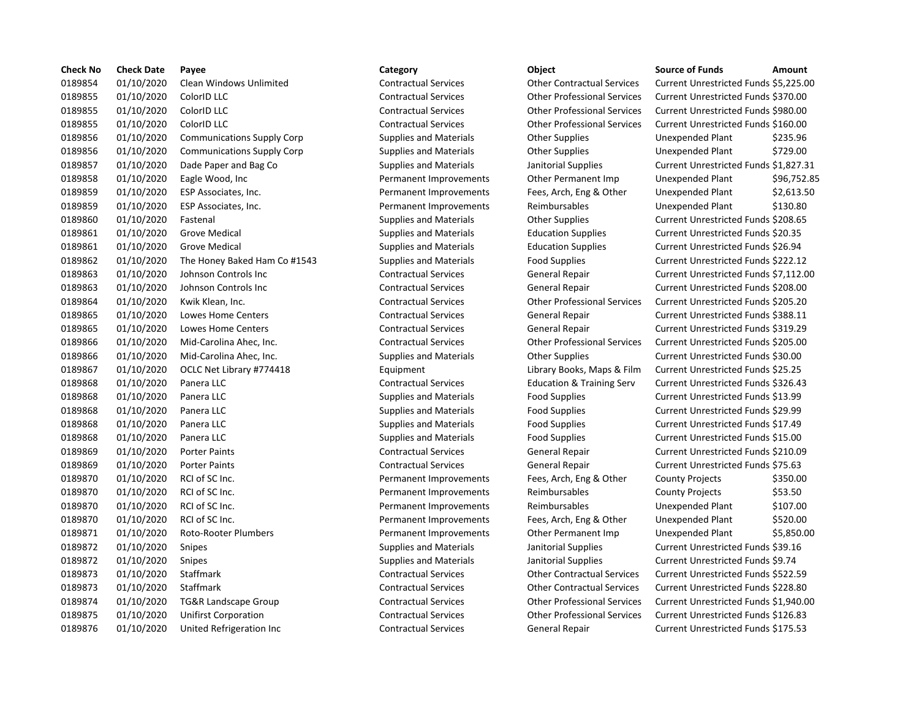| Check No | Check Date | Payee | Category | Object | Source of Funds | Amount |
| --- | --- | --- | --- | --- | --- | --- |
| 0189854 | 01/10/2020 | Clean Windows Unlimited | Contractual Services | Other Contractual Services | Current Unrestricted Funds | $5,225.00 |
| 0189855 | 01/10/2020 | ColorID LLC | Contractual Services | Other Professional Services | Current Unrestricted Funds | $370.00 |
| 0189855 | 01/10/2020 | ColorID LLC | Contractual Services | Other Professional Services | Current Unrestricted Funds | $980.00 |
| 0189855 | 01/10/2020 | ColorID LLC | Contractual Services | Other Professional Services | Current Unrestricted Funds | $160.00 |
| 0189856 | 01/10/2020 | Communications Supply Corp | Supplies and Materials | Other Supplies | Unexpended Plant | $235.96 |
| 0189856 | 01/10/2020 | Communications Supply Corp | Supplies and Materials | Other Supplies | Unexpended Plant | $729.00 |
| 0189857 | 01/10/2020 | Dade Paper and Bag Co | Supplies and Materials | Janitorial Supplies | Current Unrestricted Funds | $1,827.31 |
| 0189858 | 01/10/2020 | Eagle Wood, Inc | Permanent Improvements | Other Permanent Imp | Unexpended Plant | $96,752.85 |
| 0189859 | 01/10/2020 | ESP Associates, Inc. | Permanent Improvements | Fees, Arch, Eng & Other | Unexpended Plant | $2,613.50 |
| 0189859 | 01/10/2020 | ESP Associates, Inc. | Permanent Improvements | Reimbursables | Unexpended Plant | $130.80 |
| 0189860 | 01/10/2020 | Fastenal | Supplies and Materials | Other Supplies | Current Unrestricted Funds | $208.65 |
| 0189861 | 01/10/2020 | Grove Medical | Supplies and Materials | Education Supplies | Current Unrestricted Funds | $20.35 |
| 0189861 | 01/10/2020 | Grove Medical | Supplies and Materials | Education Supplies | Current Unrestricted Funds | $26.94 |
| 0189862 | 01/10/2020 | The Honey Baked Ham Co #1543 | Supplies and Materials | Food Supplies | Current Unrestricted Funds | $222.12 |
| 0189863 | 01/10/2020 | Johnson Controls Inc | Contractual Services | General Repair | Current Unrestricted Funds | $7,112.00 |
| 0189863 | 01/10/2020 | Johnson Controls Inc | Contractual Services | General Repair | Current Unrestricted Funds | $208.00 |
| 0189864 | 01/10/2020 | Kwik Klean, Inc. | Contractual Services | Other Professional Services | Current Unrestricted Funds | $205.20 |
| 0189865 | 01/10/2020 | Lowes Home Centers | Contractual Services | General Repair | Current Unrestricted Funds | $388.11 |
| 0189865 | 01/10/2020 | Lowes Home Centers | Contractual Services | General Repair | Current Unrestricted Funds | $319.29 |
| 0189866 | 01/10/2020 | Mid-Carolina Ahec, Inc. | Contractual Services | Other Professional Services | Current Unrestricted Funds | $205.00 |
| 0189866 | 01/10/2020 | Mid-Carolina Ahec, Inc. | Supplies and Materials | Other Supplies | Current Unrestricted Funds | $30.00 |
| 0189867 | 01/10/2020 | OCLC Net Library #774418 | Equipment | Library Books, Maps & Film | Current Unrestricted Funds | $25.25 |
| 0189868 | 01/10/2020 | Panera LLC | Contractual Services | Education & Training Serv | Current Unrestricted Funds | $326.43 |
| 0189868 | 01/10/2020 | Panera LLC | Supplies and Materials | Food Supplies | Current Unrestricted Funds | $13.99 |
| 0189868 | 01/10/2020 | Panera LLC | Supplies and Materials | Food Supplies | Current Unrestricted Funds | $29.99 |
| 0189868 | 01/10/2020 | Panera LLC | Supplies and Materials | Food Supplies | Current Unrestricted Funds | $17.49 |
| 0189868 | 01/10/2020 | Panera LLC | Supplies and Materials | Food Supplies | Current Unrestricted Funds | $15.00 |
| 0189869 | 01/10/2020 | Porter Paints | Contractual Services | General Repair | Current Unrestricted Funds | $210.09 |
| 0189869 | 01/10/2020 | Porter Paints | Contractual Services | General Repair | Current Unrestricted Funds | $75.63 |
| 0189870 | 01/10/2020 | RCI of SC Inc. | Permanent Improvements | Fees, Arch, Eng & Other | County Projects | $350.00 |
| 0189870 | 01/10/2020 | RCI of SC Inc. | Permanent Improvements | Reimbursables | County Projects | $53.50 |
| 0189870 | 01/10/2020 | RCI of SC Inc. | Permanent Improvements | Reimbursables | Unexpended Plant | $107.00 |
| 0189870 | 01/10/2020 | RCI of SC Inc. | Permanent Improvements | Fees, Arch, Eng & Other | Unexpended Plant | $520.00 |
| 0189871 | 01/10/2020 | Roto-Rooter Plumbers | Permanent Improvements | Other Permanent Imp | Unexpended Plant | $5,850.00 |
| 0189872 | 01/10/2020 | Snipes | Supplies and Materials | Janitorial Supplies | Current Unrestricted Funds | $39.16 |
| 0189872 | 01/10/2020 | Snipes | Supplies and Materials | Janitorial Supplies | Current Unrestricted Funds | $9.74 |
| 0189873 | 01/10/2020 | Staffmark | Contractual Services | Other Contractual Services | Current Unrestricted Funds | $522.59 |
| 0189873 | 01/10/2020 | Staffmark | Contractual Services | Other Contractual Services | Current Unrestricted Funds | $228.80 |
| 0189874 | 01/10/2020 | TG&R Landscape Group | Contractual Services | Other Professional Services | Current Unrestricted Funds | $1,940.00 |
| 0189875 | 01/10/2020 | Unifirst Corporation | Contractual Services | Other Professional Services | Current Unrestricted Funds | $126.83 |
| 0189876 | 01/10/2020 | United Refrigeration Inc | Contractual Services | General Repair | Current Unrestricted Funds | $175.53 |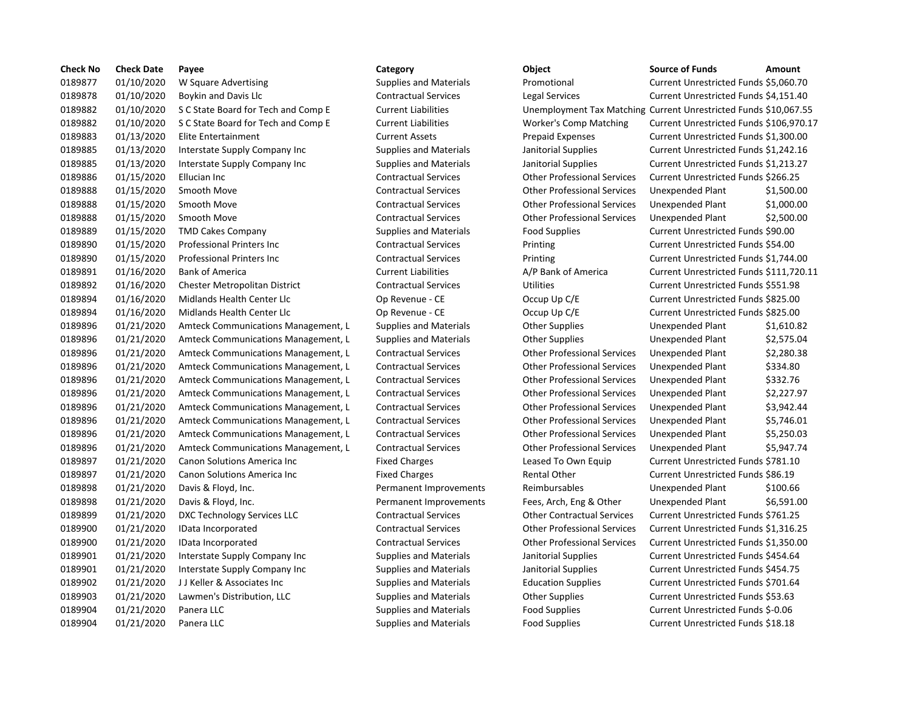| Check No | Check Date | Payee | Category | Object | Source of Funds | Amount |
| --- | --- | --- | --- | --- | --- | --- |
| 0189877 | 01/10/2020 | W Square Advertising | Supplies and Materials | Promotional | Current Unrestricted Funds | $5,060.70 |
| 0189878 | 01/10/2020 | Boykin and Davis Llc | Contractual Services | Legal Services | Current Unrestricted Funds | $4,151.40 |
| 0189882 | 01/10/2020 | S C State Board for Tech and Comp E | Current Liabilities | Unemployment Tax Matching | Current Unrestricted Funds | $10,067.55 |
| 0189882 | 01/10/2020 | S C State Board for Tech and Comp E | Current Liabilities | Worker's Comp Matching | Current Unrestricted Funds | $106,970.17 |
| 0189883 | 01/13/2020 | Elite Entertainment | Current Assets | Prepaid Expenses | Current Unrestricted Funds | $1,300.00 |
| 0189885 | 01/13/2020 | Interstate Supply Company Inc | Supplies and Materials | Janitorial Supplies | Current Unrestricted Funds | $1,242.16 |
| 0189885 | 01/13/2020 | Interstate Supply Company Inc | Supplies and Materials | Janitorial Supplies | Current Unrestricted Funds | $1,213.27 |
| 0189886 | 01/15/2020 | Ellucian Inc | Contractual Services | Other Professional Services | Current Unrestricted Funds | $266.25 |
| 0189888 | 01/15/2020 | Smooth Move | Contractual Services | Other Professional Services | Unexpended Plant | $1,500.00 |
| 0189888 | 01/15/2020 | Smooth Move | Contractual Services | Other Professional Services | Unexpended Plant | $1,000.00 |
| 0189888 | 01/15/2020 | Smooth Move | Contractual Services | Other Professional Services | Unexpended Plant | $2,500.00 |
| 0189889 | 01/15/2020 | TMD Cakes Company | Supplies and Materials | Food Supplies | Current Unrestricted Funds | $90.00 |
| 0189890 | 01/15/2020 | Professional Printers Inc | Contractual Services | Printing | Current Unrestricted Funds | $54.00 |
| 0189890 | 01/15/2020 | Professional Printers Inc | Contractual Services | Printing | Current Unrestricted Funds | $1,744.00 |
| 0189891 | 01/16/2020 | Bank of America | Current Liabilities | A/P Bank of America | Current Unrestricted Funds | $111,720.11 |
| 0189892 | 01/16/2020 | Chester Metropolitan District | Contractual Services | Utilities | Current Unrestricted Funds | $551.98 |
| 0189894 | 01/16/2020 | Midlands Health Center Llc | Op Revenue - CE | Occup Up C/E | Current Unrestricted Funds | $825.00 |
| 0189894 | 01/16/2020 | Midlands Health Center Llc | Op Revenue - CE | Occup Up C/E | Current Unrestricted Funds | $825.00 |
| 0189896 | 01/21/2020 | Amteck Communications Management, L | Supplies and Materials | Other Supplies | Unexpended Plant | $1,610.82 |
| 0189896 | 01/21/2020 | Amteck Communications Management, L | Supplies and Materials | Other Supplies | Unexpended Plant | $2,575.04 |
| 0189896 | 01/21/2020 | Amteck Communications Management, L | Contractual Services | Other Professional Services | Unexpended Plant | $2,280.38 |
| 0189896 | 01/21/2020 | Amteck Communications Management, L | Contractual Services | Other Professional Services | Unexpended Plant | $334.80 |
| 0189896 | 01/21/2020 | Amteck Communications Management, L | Contractual Services | Other Professional Services | Unexpended Plant | $332.76 |
| 0189896 | 01/21/2020 | Amteck Communications Management, L | Contractual Services | Other Professional Services | Unexpended Plant | $2,227.97 |
| 0189896 | 01/21/2020 | Amteck Communications Management, L | Contractual Services | Other Professional Services | Unexpended Plant | $3,942.44 |
| 0189896 | 01/21/2020 | Amteck Communications Management, L | Contractual Services | Other Professional Services | Unexpended Plant | $5,746.01 |
| 0189896 | 01/21/2020 | Amteck Communications Management, L | Contractual Services | Other Professional Services | Unexpended Plant | $5,250.03 |
| 0189896 | 01/21/2020 | Amteck Communications Management, L | Contractual Services | Other Professional Services | Unexpended Plant | $5,947.74 |
| 0189897 | 01/21/2020 | Canon Solutions America Inc | Fixed Charges | Leased To Own Equip | Current Unrestricted Funds | $781.10 |
| 0189897 | 01/21/2020 | Canon Solutions America Inc | Fixed Charges | Rental Other | Current Unrestricted Funds | $86.19 |
| 0189898 | 01/21/2020 | Davis & Floyd, Inc. | Permanent Improvements | Reimbursables | Unexpended Plant | $100.66 |
| 0189898 | 01/21/2020 | Davis & Floyd, Inc. | Permanent Improvements | Fees, Arch, Eng & Other | Unexpended Plant | $6,591.00 |
| 0189899 | 01/21/2020 | DXC Technology Services LLC | Contractual Services | Other Contractual Services | Current Unrestricted Funds | $761.25 |
| 0189900 | 01/21/2020 | IData Incorporated | Contractual Services | Other Professional Services | Current Unrestricted Funds | $1,316.25 |
| 0189900 | 01/21/2020 | IData Incorporated | Contractual Services | Other Professional Services | Current Unrestricted Funds | $1,350.00 |
| 0189901 | 01/21/2020 | Interstate Supply Company Inc | Supplies and Materials | Janitorial Supplies | Current Unrestricted Funds | $454.64 |
| 0189901 | 01/21/2020 | Interstate Supply Company Inc | Supplies and Materials | Janitorial Supplies | Current Unrestricted Funds | $454.75 |
| 0189902 | 01/21/2020 | J J Keller & Associates Inc | Supplies and Materials | Education Supplies | Current Unrestricted Funds | $701.64 |
| 0189903 | 01/21/2020 | Lawmen's Distribution, LLC | Supplies and Materials | Other Supplies | Current Unrestricted Funds | $53.63 |
| 0189904 | 01/21/2020 | Panera LLC | Supplies and Materials | Food Supplies | Current Unrestricted Funds | $-0.06 |
| 0189904 | 01/21/2020 | Panera LLC | Supplies and Materials | Food Supplies | Current Unrestricted Funds | $18.18 |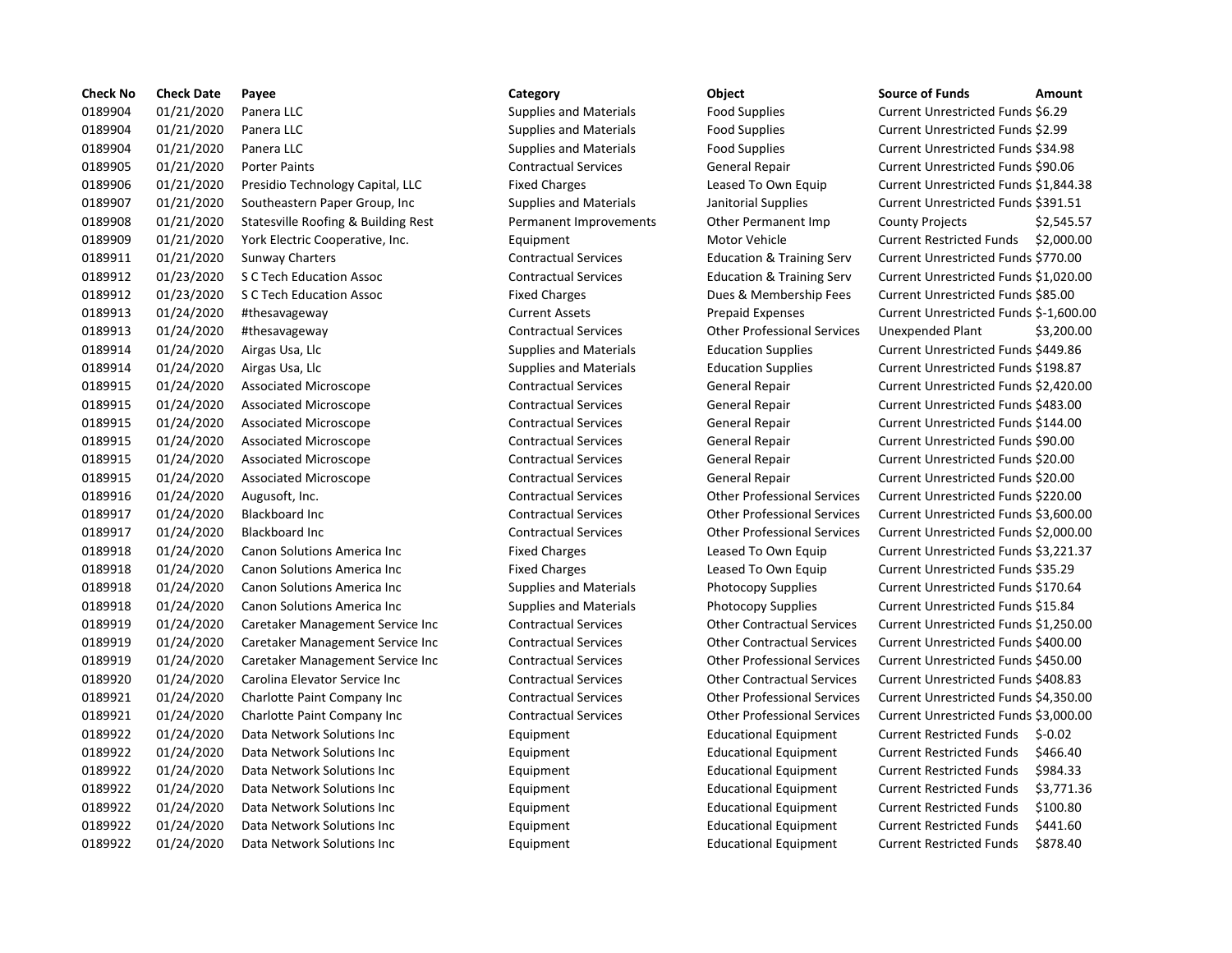| Check No | Check Date | Payee | Category | Object | Source of Funds | Amount |
|---|---|---|---|---|---|---|
| 0189904 | 01/21/2020 | Panera LLC | Supplies and Materials | Food Supplies | Current Unrestricted Funds | $6.29 |
| 0189904 | 01/21/2020 | Panera LLC | Supplies and Materials | Food Supplies | Current Unrestricted Funds | $2.99 |
| 0189904 | 01/21/2020 | Panera LLC | Supplies and Materials | Food Supplies | Current Unrestricted Funds | $34.98 |
| 0189905 | 01/21/2020 | Porter Paints | Contractual Services | General Repair | Current Unrestricted Funds | $90.06 |
| 0189906 | 01/21/2020 | Presidio Technology Capital, LLC | Fixed Charges | Leased To Own Equip | Current Unrestricted Funds | $1,844.38 |
| 0189907 | 01/21/2020 | Southeastern Paper Group, Inc | Supplies and Materials | Janitorial Supplies | Current Unrestricted Funds | $391.51 |
| 0189908 | 01/21/2020 | Statesville Roofing & Building Rest | Permanent Improvements | Other Permanent Imp | County Projects | $2,545.57 |
| 0189909 | 01/21/2020 | York Electric Cooperative, Inc. | Equipment | Motor Vehicle | Current Restricted Funds | $2,000.00 |
| 0189911 | 01/21/2020 | Sunway Charters | Contractual Services | Education & Training Serv | Current Unrestricted Funds | $770.00 |
| 0189912 | 01/23/2020 | S C Tech Education Assoc | Contractual Services | Education & Training Serv | Current Unrestricted Funds | $1,020.00 |
| 0189912 | 01/23/2020 | S C Tech Education Assoc | Fixed Charges | Dues & Membership Fees | Current Unrestricted Funds | $85.00 |
| 0189913 | 01/24/2020 | #thesavageway | Current Assets | Prepaid Expenses | Current Unrestricted Funds | $-1,600.00 |
| 0189913 | 01/24/2020 | #thesavageway | Contractual Services | Other Professional Services | Unexpended Plant | $3,200.00 |
| 0189914 | 01/24/2020 | Airgas Usa, Llc | Supplies and Materials | Education Supplies | Current Unrestricted Funds | $449.86 |
| 0189914 | 01/24/2020 | Airgas Usa, Llc | Supplies and Materials | Education Supplies | Current Unrestricted Funds | $198.87 |
| 0189915 | 01/24/2020 | Associated Microscope | Contractual Services | General Repair | Current Unrestricted Funds | $2,420.00 |
| 0189915 | 01/24/2020 | Associated Microscope | Contractual Services | General Repair | Current Unrestricted Funds | $483.00 |
| 0189915 | 01/24/2020 | Associated Microscope | Contractual Services | General Repair | Current Unrestricted Funds | $144.00 |
| 0189915 | 01/24/2020 | Associated Microscope | Contractual Services | General Repair | Current Unrestricted Funds | $90.00 |
| 0189915 | 01/24/2020 | Associated Microscope | Contractual Services | General Repair | Current Unrestricted Funds | $20.00 |
| 0189915 | 01/24/2020 | Associated Microscope | Contractual Services | General Repair | Current Unrestricted Funds | $20.00 |
| 0189916 | 01/24/2020 | Augusoft, Inc. | Contractual Services | Other Professional Services | Current Unrestricted Funds | $220.00 |
| 0189917 | 01/24/2020 | Blackboard Inc | Contractual Services | Other Professional Services | Current Unrestricted Funds | $3,600.00 |
| 0189917 | 01/24/2020 | Blackboard Inc | Contractual Services | Other Professional Services | Current Unrestricted Funds | $2,000.00 |
| 0189918 | 01/24/2020 | Canon Solutions America Inc | Fixed Charges | Leased To Own Equip | Current Unrestricted Funds | $3,221.37 |
| 0189918 | 01/24/2020 | Canon Solutions America Inc | Fixed Charges | Leased To Own Equip | Current Unrestricted Funds | $35.29 |
| 0189918 | 01/24/2020 | Canon Solutions America Inc | Supplies and Materials | Photocopy Supplies | Current Unrestricted Funds | $170.64 |
| 0189918 | 01/24/2020 | Canon Solutions America Inc | Supplies and Materials | Photocopy Supplies | Current Unrestricted Funds | $15.84 |
| 0189919 | 01/24/2020 | Caretaker Management Service Inc | Contractual Services | Other Contractual Services | Current Unrestricted Funds | $1,250.00 |
| 0189919 | 01/24/2020 | Caretaker Management Service Inc | Contractual Services | Other Contractual Services | Current Unrestricted Funds | $400.00 |
| 0189919 | 01/24/2020 | Caretaker Management Service Inc | Contractual Services | Other Professional Services | Current Unrestricted Funds | $450.00 |
| 0189920 | 01/24/2020 | Carolina Elevator Service Inc | Contractual Services | Other Contractual Services | Current Unrestricted Funds | $408.83 |
| 0189921 | 01/24/2020 | Charlotte Paint Company Inc | Contractual Services | Other Professional Services | Current Unrestricted Funds | $4,350.00 |
| 0189921 | 01/24/2020 | Charlotte Paint Company Inc | Contractual Services | Other Professional Services | Current Unrestricted Funds | $3,000.00 |
| 0189922 | 01/24/2020 | Data Network Solutions Inc | Equipment | Educational Equipment | Current Restricted Funds | $-0.02 |
| 0189922 | 01/24/2020 | Data Network Solutions Inc | Equipment | Educational Equipment | Current Restricted Funds | $466.40 |
| 0189922 | 01/24/2020 | Data Network Solutions Inc | Equipment | Educational Equipment | Current Restricted Funds | $984.33 |
| 0189922 | 01/24/2020 | Data Network Solutions Inc | Equipment | Educational Equipment | Current Restricted Funds | $3,771.36 |
| 0189922 | 01/24/2020 | Data Network Solutions Inc | Equipment | Educational Equipment | Current Restricted Funds | $100.80 |
| 0189922 | 01/24/2020 | Data Network Solutions Inc | Equipment | Educational Equipment | Current Restricted Funds | $441.60 |
| 0189922 | 01/24/2020 | Data Network Solutions Inc | Equipment | Educational Equipment | Current Restricted Funds | $878.40 |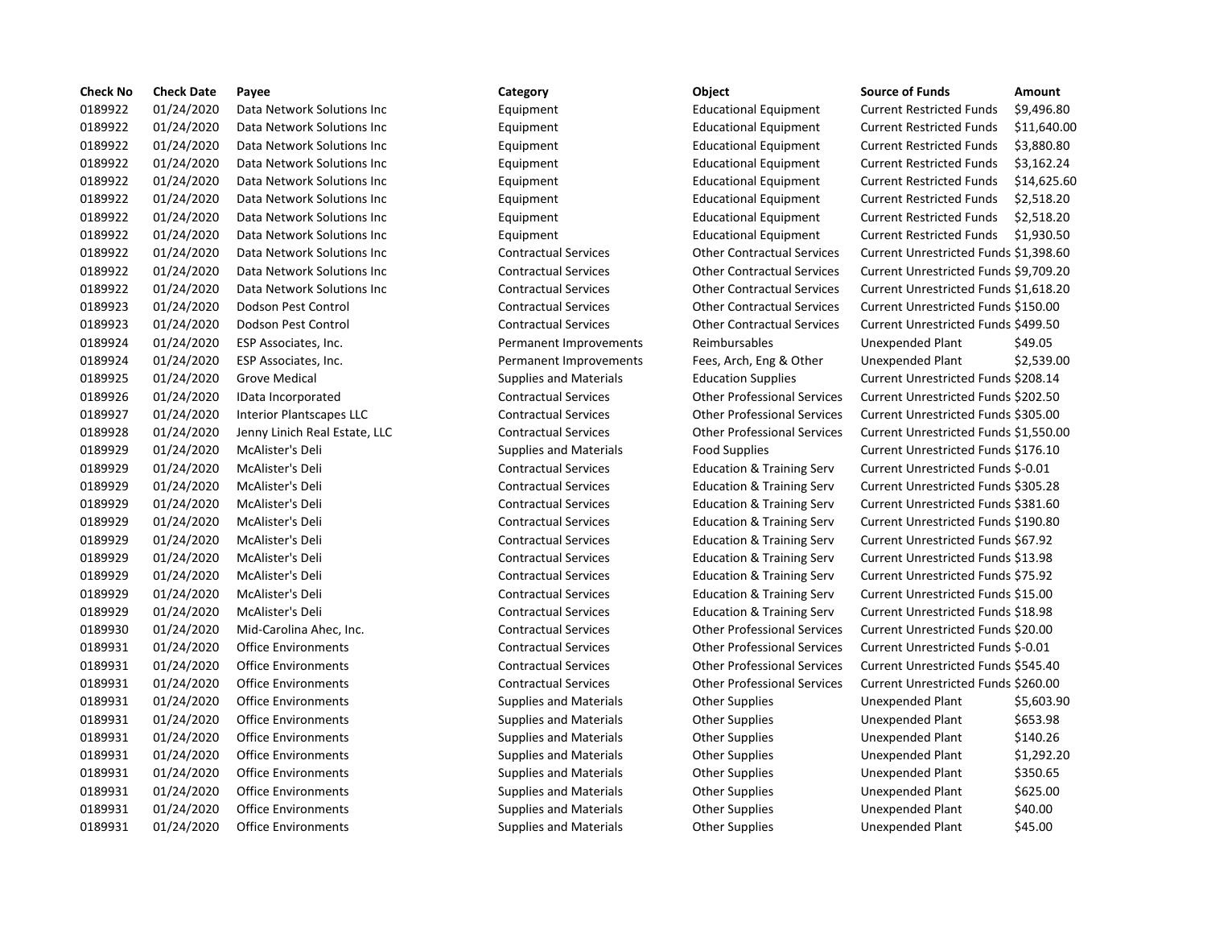| Check No | Check Date | Payee | Category | Object | Source of Funds | Amount |
|---|---|---|---|---|---|---|
| 0189922 | 01/24/2020 | Data Network Solutions Inc | Equipment | Educational Equipment | Current Restricted Funds | $9,496.80 |
| 0189922 | 01/24/2020 | Data Network Solutions Inc | Equipment | Educational Equipment | Current Restricted Funds | $11,640.00 |
| 0189922 | 01/24/2020 | Data Network Solutions Inc | Equipment | Educational Equipment | Current Restricted Funds | $3,880.80 |
| 0189922 | 01/24/2020 | Data Network Solutions Inc | Equipment | Educational Equipment | Current Restricted Funds | $3,162.24 |
| 0189922 | 01/24/2020 | Data Network Solutions Inc | Equipment | Educational Equipment | Current Restricted Funds | $14,625.60 |
| 0189922 | 01/24/2020 | Data Network Solutions Inc | Equipment | Educational Equipment | Current Restricted Funds | $2,518.20 |
| 0189922 | 01/24/2020 | Data Network Solutions Inc | Equipment | Educational Equipment | Current Restricted Funds | $2,518.20 |
| 0189922 | 01/24/2020 | Data Network Solutions Inc | Equipment | Educational Equipment | Current Restricted Funds | $1,930.50 |
| 0189922 | 01/24/2020 | Data Network Solutions Inc | Contractual Services | Other Contractual Services | Current Unrestricted Funds | $1,398.60 |
| 0189922 | 01/24/2020 | Data Network Solutions Inc | Contractual Services | Other Contractual Services | Current Unrestricted Funds | $9,709.20 |
| 0189922 | 01/24/2020 | Data Network Solutions Inc | Contractual Services | Other Contractual Services | Current Unrestricted Funds | $1,618.20 |
| 0189923 | 01/24/2020 | Dodson Pest Control | Contractual Services | Other Contractual Services | Current Unrestricted Funds | $150.00 |
| 0189923 | 01/24/2020 | Dodson Pest Control | Contractual Services | Other Contractual Services | Current Unrestricted Funds | $499.50 |
| 0189924 | 01/24/2020 | ESP Associates, Inc. | Permanent Improvements | Reimbursables | Unexpended Plant | $49.05 |
| 0189924 | 01/24/2020 | ESP Associates, Inc. | Permanent Improvements | Fees, Arch, Eng & Other | Unexpended Plant | $2,539.00 |
| 0189925 | 01/24/2020 | Grove Medical | Supplies and Materials | Education Supplies | Current Unrestricted Funds | $208.14 |
| 0189926 | 01/24/2020 | IData Incorporated | Contractual Services | Other Professional Services | Current Unrestricted Funds | $202.50 |
| 0189927 | 01/24/2020 | Interior Plantscapes LLC | Contractual Services | Other Professional Services | Current Unrestricted Funds | $305.00 |
| 0189928 | 01/24/2020 | Jenny Linich Real Estate, LLC | Contractual Services | Other Professional Services | Current Unrestricted Funds | $1,550.00 |
| 0189929 | 01/24/2020 | McAlister's Deli | Supplies and Materials | Food Supplies | Current Unrestricted Funds | $176.10 |
| 0189929 | 01/24/2020 | McAlister's Deli | Contractual Services | Education & Training Serv | Current Unrestricted Funds | $-0.01 |
| 0189929 | 01/24/2020 | McAlister's Deli | Contractual Services | Education & Training Serv | Current Unrestricted Funds | $305.28 |
| 0189929 | 01/24/2020 | McAlister's Deli | Contractual Services | Education & Training Serv | Current Unrestricted Funds | $381.60 |
| 0189929 | 01/24/2020 | McAlister's Deli | Contractual Services | Education & Training Serv | Current Unrestricted Funds | $190.80 |
| 0189929 | 01/24/2020 | McAlister's Deli | Contractual Services | Education & Training Serv | Current Unrestricted Funds | $67.92 |
| 0189929 | 01/24/2020 | McAlister's Deli | Contractual Services | Education & Training Serv | Current Unrestricted Funds | $13.98 |
| 0189929 | 01/24/2020 | McAlister's Deli | Contractual Services | Education & Training Serv | Current Unrestricted Funds | $75.92 |
| 0189929 | 01/24/2020 | McAlister's Deli | Contractual Services | Education & Training Serv | Current Unrestricted Funds | $15.00 |
| 0189929 | 01/24/2020 | McAlister's Deli | Contractual Services | Education & Training Serv | Current Unrestricted Funds | $18.98 |
| 0189930 | 01/24/2020 | Mid-Carolina Ahec, Inc. | Contractual Services | Other Professional Services | Current Unrestricted Funds | $20.00 |
| 0189931 | 01/24/2020 | Office Environments | Contractual Services | Other Professional Services | Current Unrestricted Funds | $-0.01 |
| 0189931 | 01/24/2020 | Office Environments | Contractual Services | Other Professional Services | Current Unrestricted Funds | $545.40 |
| 0189931 | 01/24/2020 | Office Environments | Contractual Services | Other Professional Services | Current Unrestricted Funds | $260.00 |
| 0189931 | 01/24/2020 | Office Environments | Supplies and Materials | Other Supplies | Unexpended Plant | $5,603.90 |
| 0189931 | 01/24/2020 | Office Environments | Supplies and Materials | Other Supplies | Unexpended Plant | $653.98 |
| 0189931 | 01/24/2020 | Office Environments | Supplies and Materials | Other Supplies | Unexpended Plant | $140.26 |
| 0189931 | 01/24/2020 | Office Environments | Supplies and Materials | Other Supplies | Unexpended Plant | $1,292.20 |
| 0189931 | 01/24/2020 | Office Environments | Supplies and Materials | Other Supplies | Unexpended Plant | $350.65 |
| 0189931 | 01/24/2020 | Office Environments | Supplies and Materials | Other Supplies | Unexpended Plant | $625.00 |
| 0189931 | 01/24/2020 | Office Environments | Supplies and Materials | Other Supplies | Unexpended Plant | $40.00 |
| 0189931 | 01/24/2020 | Office Environments | Supplies and Materials | Other Supplies | Unexpended Plant | $45.00 |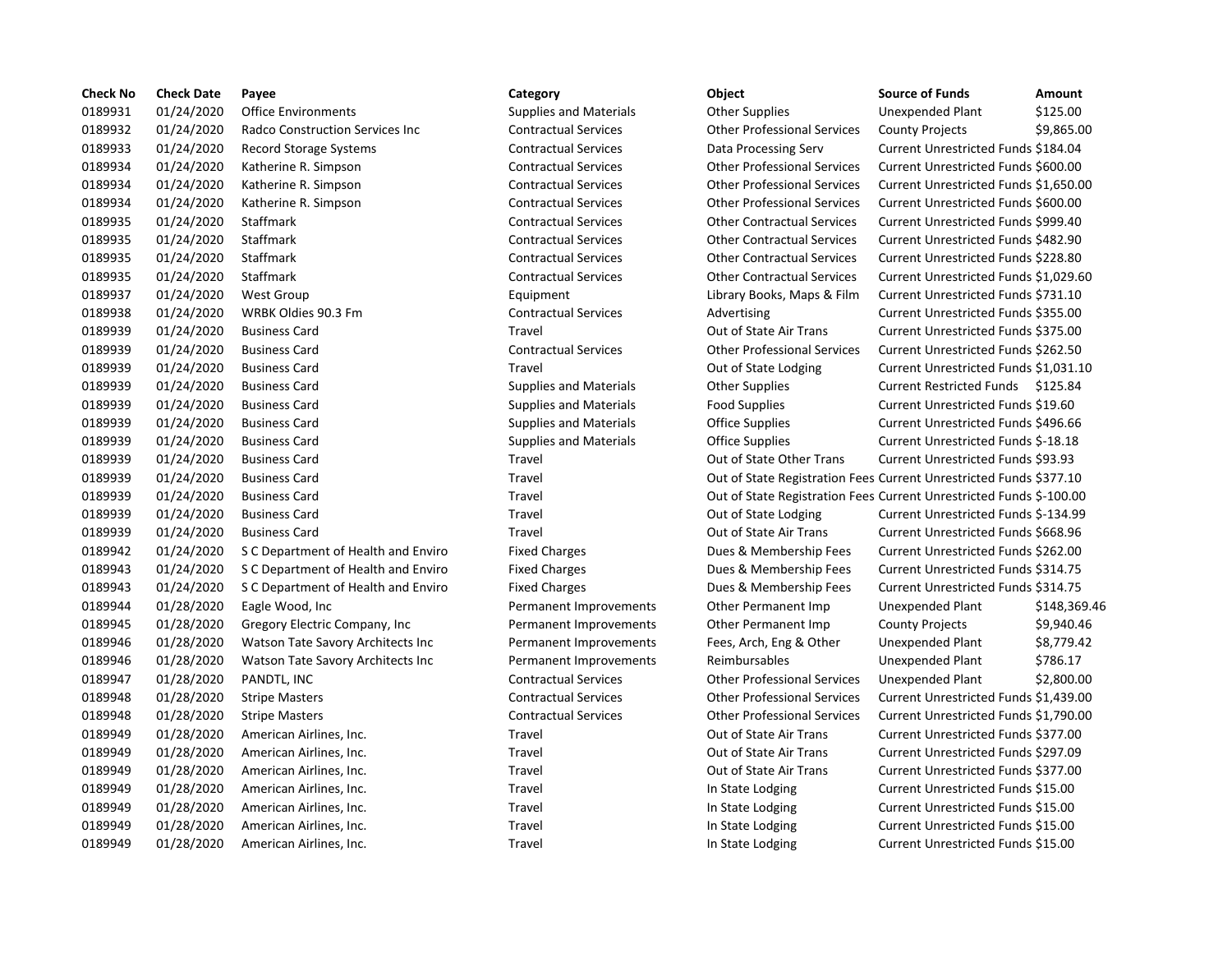| Check No | Check Date | Payee | Category | Object | Source of Funds | Amount |
|---|---|---|---|---|---|---|
| 0189931 | 01/24/2020 | Office Environments | Supplies and Materials | Other Supplies | Unexpended Plant | $125.00 |
| 0189932 | 01/24/2020 | Radco Construction Services Inc | Contractual Services | Other Professional Services | County Projects | $9,865.00 |
| 0189933 | 01/24/2020 | Record Storage Systems | Contractual Services | Data Processing Serv | Current Unrestricted Funds | $184.04 |
| 0189934 | 01/24/2020 | Katherine R. Simpson | Contractual Services | Other Professional Services | Current Unrestricted Funds | $600.00 |
| 0189934 | 01/24/2020 | Katherine R. Simpson | Contractual Services | Other Professional Services | Current Unrestricted Funds | $1,650.00 |
| 0189934 | 01/24/2020 | Katherine R. Simpson | Contractual Services | Other Professional Services | Current Unrestricted Funds | $600.00 |
| 0189935 | 01/24/2020 | Staffmark | Contractual Services | Other Contractual Services | Current Unrestricted Funds | $999.40 |
| 0189935 | 01/24/2020 | Staffmark | Contractual Services | Other Contractual Services | Current Unrestricted Funds | $482.90 |
| 0189935 | 01/24/2020 | Staffmark | Contractual Services | Other Contractual Services | Current Unrestricted Funds | $228.80 |
| 0189935 | 01/24/2020 | Staffmark | Contractual Services | Other Contractual Services | Current Unrestricted Funds | $1,029.60 |
| 0189937 | 01/24/2020 | West Group | Equipment | Library Books, Maps & Film | Current Unrestricted Funds | $731.10 |
| 0189938 | 01/24/2020 | WRBK Oldies 90.3 Fm | Contractual Services | Advertising | Current Unrestricted Funds | $355.00 |
| 0189939 | 01/24/2020 | Business Card | Travel | Out of State Air Trans | Current Unrestricted Funds | $375.00 |
| 0189939 | 01/24/2020 | Business Card | Contractual Services | Other Professional Services | Current Unrestricted Funds | $262.50 |
| 0189939 | 01/24/2020 | Business Card | Travel | Out of State Lodging | Current Unrestricted Funds | $1,031.10 |
| 0189939 | 01/24/2020 | Business Card | Supplies and Materials | Other Supplies | Current Restricted Funds | $125.84 |
| 0189939 | 01/24/2020 | Business Card | Supplies and Materials | Food Supplies | Current Unrestricted Funds | $19.60 |
| 0189939 | 01/24/2020 | Business Card | Supplies and Materials | Office Supplies | Current Unrestricted Funds | $496.66 |
| 0189939 | 01/24/2020 | Business Card | Supplies and Materials | Office Supplies | Current Unrestricted Funds | $-18.18 |
| 0189939 | 01/24/2020 | Business Card | Travel | Out of State Other Trans | Current Unrestricted Funds | $93.93 |
| 0189939 | 01/24/2020 | Business Card | Travel | Out of State Registration Fees | Current Unrestricted Funds | $377.10 |
| 0189939 | 01/24/2020 | Business Card | Travel | Out of State Registration Fees | Current Unrestricted Funds | $-100.00 |
| 0189939 | 01/24/2020 | Business Card | Travel | Out of State Lodging | Current Unrestricted Funds | $-134.99 |
| 0189939 | 01/24/2020 | Business Card | Travel | Out of State Air Trans | Current Unrestricted Funds | $668.96 |
| 0189942 | 01/24/2020 | S C Department of Health and Enviro | Fixed Charges | Dues & Membership Fees | Current Unrestricted Funds | $262.00 |
| 0189943 | 01/24/2020 | S C Department of Health and Enviro | Fixed Charges | Dues & Membership Fees | Current Unrestricted Funds | $314.75 |
| 0189943 | 01/24/2020 | S C Department of Health and Enviro | Fixed Charges | Dues & Membership Fees | Current Unrestricted Funds | $314.75 |
| 0189944 | 01/28/2020 | Eagle Wood, Inc | Permanent Improvements | Other Permanent Imp | Unexpended Plant | $148,369.46 |
| 0189945 | 01/28/2020 | Gregory Electric Company, Inc | Permanent Improvements | Other Permanent Imp | County Projects | $9,940.46 |
| 0189946 | 01/28/2020 | Watson Tate Savory Architects Inc | Permanent Improvements | Fees, Arch, Eng & Other | Unexpended Plant | $8,779.42 |
| 0189946 | 01/28/2020 | Watson Tate Savory Architects Inc | Permanent Improvements | Reimbursables | Unexpended Plant | $786.17 |
| 0189947 | 01/28/2020 | PANDTL, INC | Contractual Services | Other Professional Services | Unexpended Plant | $2,800.00 |
| 0189948 | 01/28/2020 | Stripe Masters | Contractual Services | Other Professional Services | Current Unrestricted Funds | $1,439.00 |
| 0189948 | 01/28/2020 | Stripe Masters | Contractual Services | Other Professional Services | Current Unrestricted Funds | $1,790.00 |
| 0189949 | 01/28/2020 | American Airlines, Inc. | Travel | Out of State Air Trans | Current Unrestricted Funds | $377.00 |
| 0189949 | 01/28/2020 | American Airlines, Inc. | Travel | Out of State Air Trans | Current Unrestricted Funds | $297.09 |
| 0189949 | 01/28/2020 | American Airlines, Inc. | Travel | Out of State Air Trans | Current Unrestricted Funds | $377.00 |
| 0189949 | 01/28/2020 | American Airlines, Inc. | Travel | In State Lodging | Current Unrestricted Funds | $15.00 |
| 0189949 | 01/28/2020 | American Airlines, Inc. | Travel | In State Lodging | Current Unrestricted Funds | $15.00 |
| 0189949 | 01/28/2020 | American Airlines, Inc. | Travel | In State Lodging | Current Unrestricted Funds | $15.00 |
| 0189949 | 01/28/2020 | American Airlines, Inc. | Travel | In State Lodging | Current Unrestricted Funds | $15.00 |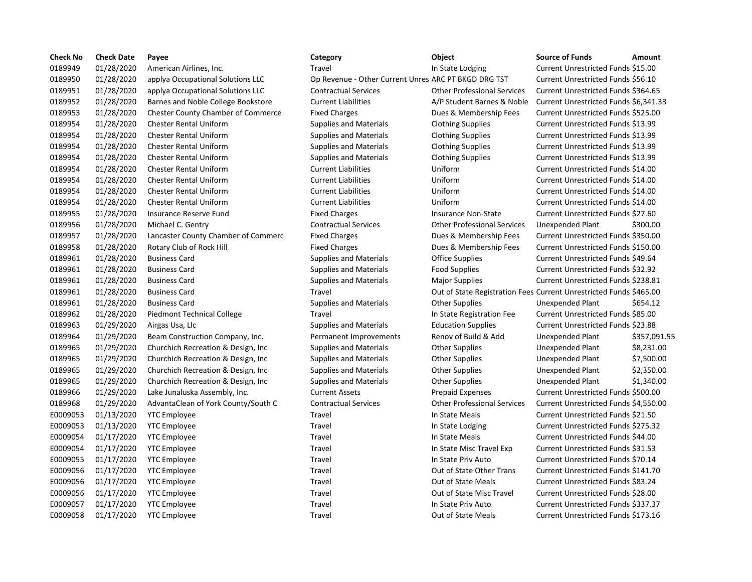| Check No | Check Date | Payee | Category | Object | Source of Funds | Amount |
|---|---|---|---|---|---|---|
| 0189949 | 01/28/2020 | American Airlines, Inc. | Travel | In State Lodging | Current Unrestricted Funds | $15.00 |
| 0189950 | 01/28/2020 | applya Occupational Solutions LLC | Op Revenue - Other Current Unres | ARC PT BKGD DRG TST | Current Unrestricted Funds | $56.10 |
| 0189951 | 01/28/2020 | applya Occupational Solutions LLC | Contractual Services | Other Professional Services | Current Unrestricted Funds | $364.65 |
| 0189952 | 01/28/2020 | Barnes and Noble College Bookstore | Current Liabilities | A/P Student Barnes & Noble | Current Unrestricted Funds | $6,341.33 |
| 0189953 | 01/28/2020 | Chester County Chamber of Commerce | Fixed Charges | Dues & Membership Fees | Current Unrestricted Funds | $525.00 |
| 0189954 | 01/28/2020 | Chester Rental Uniform | Supplies and Materials | Clothing Supplies | Current Unrestricted Funds | $13.99 |
| 0189954 | 01/28/2020 | Chester Rental Uniform | Supplies and Materials | Clothing Supplies | Current Unrestricted Funds | $13.99 |
| 0189954 | 01/28/2020 | Chester Rental Uniform | Supplies and Materials | Clothing Supplies | Current Unrestricted Funds | $13.99 |
| 0189954 | 01/28/2020 | Chester Rental Uniform | Supplies and Materials | Clothing Supplies | Current Unrestricted Funds | $13.99 |
| 0189954 | 01/28/2020 | Chester Rental Uniform | Current Liabilities | Uniform | Current Unrestricted Funds | $14.00 |
| 0189954 | 01/28/2020 | Chester Rental Uniform | Current Liabilities | Uniform | Current Unrestricted Funds | $14.00 |
| 0189954 | 01/28/2020 | Chester Rental Uniform | Current Liabilities | Uniform | Current Unrestricted Funds | $14.00 |
| 0189954 | 01/28/2020 | Chester Rental Uniform | Current Liabilities | Uniform | Current Unrestricted Funds | $14.00 |
| 0189955 | 01/28/2020 | Insurance Reserve Fund | Fixed Charges | Insurance Non-State | Current Unrestricted Funds | $27.60 |
| 0189956 | 01/28/2020 | Michael C. Gentry | Contractual Services | Other Professional Services | Unexpended Plant | $300.00 |
| 0189957 | 01/28/2020 | Lancaster County Chamber of Commerc | Fixed Charges | Dues & Membership Fees | Current Unrestricted Funds | $350.00 |
| 0189958 | 01/28/2020 | Rotary Club of Rock Hill | Fixed Charges | Dues & Membership Fees | Current Unrestricted Funds | $150.00 |
| 0189961 | 01/28/2020 | Business Card | Supplies and Materials | Office Supplies | Current Unrestricted Funds | $49.64 |
| 0189961 | 01/28/2020 | Business Card | Supplies and Materials | Food Supplies | Current Unrestricted Funds | $32.92 |
| 0189961 | 01/28/2020 | Business Card | Supplies and Materials | Major Supplies | Current Unrestricted Funds | $238.81 |
| 0189961 | 01/28/2020 | Business Card | Travel | Out of State Registration Fees | Current Unrestricted Funds | $465.00 |
| 0189961 | 01/28/2020 | Business Card | Supplies and Materials | Other Supplies | Unexpended Plant | $654.12 |
| 0189962 | 01/28/2020 | Piedmont Technical College | Travel | In State Registration Fee | Current Unrestricted Funds | $85.00 |
| 0189963 | 01/29/2020 | Airgas Usa, Llc | Supplies and Materials | Education Supplies | Current Unrestricted Funds | $23.88 |
| 0189964 | 01/29/2020 | Beam Construction Company, Inc. | Permanent Improvements | Renov of Build & Add | Unexpended Plant | $357,091.55 |
| 0189965 | 01/29/2020 | Churchich Recreation & Design, Inc | Supplies and Materials | Other Supplies | Unexpended Plant | $8,231.00 |
| 0189965 | 01/29/2020 | Churchich Recreation & Design, Inc | Supplies and Materials | Other Supplies | Unexpended Plant | $7,500.00 |
| 0189965 | 01/29/2020 | Churchich Recreation & Design, Inc | Supplies and Materials | Other Supplies | Unexpended Plant | $2,350.00 |
| 0189965 | 01/29/2020 | Churchich Recreation & Design, Inc | Supplies and Materials | Other Supplies | Unexpended Plant | $1,340.00 |
| 0189966 | 01/29/2020 | Lake Junaluska Assembly, Inc. | Current Assets | Prepaid Expenses | Current Unrestricted Funds | $500.00 |
| 0189968 | 01/29/2020 | AdvantaClean of York County/South C | Contractual Services | Other Professional Services | Current Unrestricted Funds | $4,550.00 |
| E0009053 | 01/13/2020 | YTC Employee | Travel | In State Meals | Current Unrestricted Funds | $21.50 |
| E0009053 | 01/13/2020 | YTC Employee | Travel | In State Lodging | Current Unrestricted Funds | $275.32 |
| E0009054 | 01/17/2020 | YTC Employee | Travel | In State Meals | Current Unrestricted Funds | $44.00 |
| E0009054 | 01/17/2020 | YTC Employee | Travel | In State Misc Travel Exp | Current Unrestricted Funds | $31.53 |
| E0009055 | 01/17/2020 | YTC Employee | Travel | In State Priv Auto | Current Unrestricted Funds | $70.14 |
| E0009056 | 01/17/2020 | YTC Employee | Travel | Out of State Other Trans | Current Unrestricted Funds | $141.70 |
| E0009056 | 01/17/2020 | YTC Employee | Travel | Out of State Meals | Current Unrestricted Funds | $83.24 |
| E0009056 | 01/17/2020 | YTC Employee | Travel | Out of State Misc Travel | Current Unrestricted Funds | $28.00 |
| E0009057 | 01/17/2020 | YTC Employee | Travel | In State Priv Auto | Current Unrestricted Funds | $337.37 |
| E0009058 | 01/17/2020 | YTC Employee | Travel | Out of State Meals | Current Unrestricted Funds | $173.16 |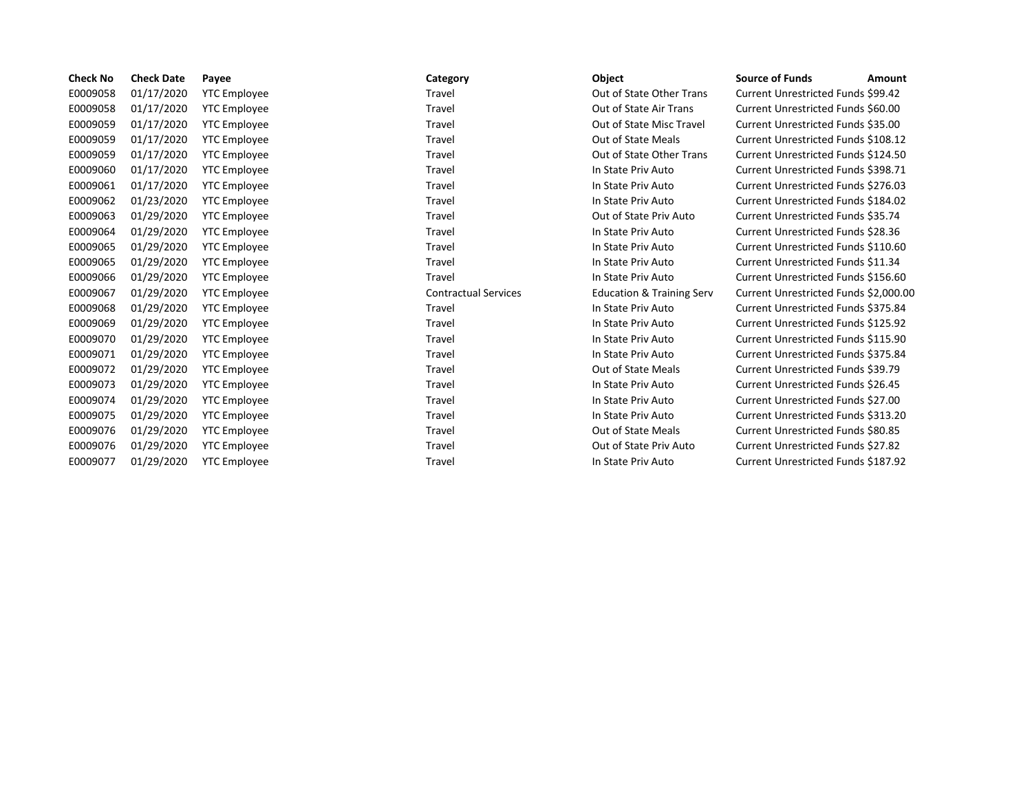| Check No | Check Date | Payee | Category | Object | Source of Funds | Amount |
|---|---|---|---|---|---|---|
| E0009058 | 01/17/2020 | YTC Employee | Travel | Out of State Other Trans | Current Unrestricted Funds | $99.42 |
| E0009058 | 01/17/2020 | YTC Employee | Travel | Out of State Air Trans | Current Unrestricted Funds | $60.00 |
| E0009059 | 01/17/2020 | YTC Employee | Travel | Out of State Misc Travel | Current Unrestricted Funds | $35.00 |
| E0009059 | 01/17/2020 | YTC Employee | Travel | Out of State Meals | Current Unrestricted Funds | $108.12 |
| E0009059 | 01/17/2020 | YTC Employee | Travel | Out of State Other Trans | Current Unrestricted Funds | $124.50 |
| E0009060 | 01/17/2020 | YTC Employee | Travel | In State Priv Auto | Current Unrestricted Funds | $398.71 |
| E0009061 | 01/17/2020 | YTC Employee | Travel | In State Priv Auto | Current Unrestricted Funds | $276.03 |
| E0009062 | 01/23/2020 | YTC Employee | Travel | In State Priv Auto | Current Unrestricted Funds | $184.02 |
| E0009063 | 01/29/2020 | YTC Employee | Travel | Out of State Priv Auto | Current Unrestricted Funds | $35.74 |
| E0009064 | 01/29/2020 | YTC Employee | Travel | In State Priv Auto | Current Unrestricted Funds | $28.36 |
| E0009065 | 01/29/2020 | YTC Employee | Travel | In State Priv Auto | Current Unrestricted Funds | $110.60 |
| E0009065 | 01/29/2020 | YTC Employee | Travel | In State Priv Auto | Current Unrestricted Funds | $11.34 |
| E0009066 | 01/29/2020 | YTC Employee | Travel | In State Priv Auto | Current Unrestricted Funds | $156.60 |
| E0009067 | 01/29/2020 | YTC Employee | Contractual Services | Education & Training Serv | Current Unrestricted Funds | $2,000.00 |
| E0009068 | 01/29/2020 | YTC Employee | Travel | In State Priv Auto | Current Unrestricted Funds | $375.84 |
| E0009069 | 01/29/2020 | YTC Employee | Travel | In State Priv Auto | Current Unrestricted Funds | $125.92 |
| E0009070 | 01/29/2020 | YTC Employee | Travel | In State Priv Auto | Current Unrestricted Funds | $115.90 |
| E0009071 | 01/29/2020 | YTC Employee | Travel | In State Priv Auto | Current Unrestricted Funds | $375.84 |
| E0009072 | 01/29/2020 | YTC Employee | Travel | Out of State Meals | Current Unrestricted Funds | $39.79 |
| E0009073 | 01/29/2020 | YTC Employee | Travel | In State Priv Auto | Current Unrestricted Funds | $26.45 |
| E0009074 | 01/29/2020 | YTC Employee | Travel | In State Priv Auto | Current Unrestricted Funds | $27.00 |
| E0009075 | 01/29/2020 | YTC Employee | Travel | In State Priv Auto | Current Unrestricted Funds | $313.20 |
| E0009076 | 01/29/2020 | YTC Employee | Travel | Out of State Meals | Current Unrestricted Funds | $80.85 |
| E0009076 | 01/29/2020 | YTC Employee | Travel | Out of State Priv Auto | Current Unrestricted Funds | $27.82 |
| E0009077 | 01/29/2020 | YTC Employee | Travel | In State Priv Auto | Current Unrestricted Funds | $187.92 |